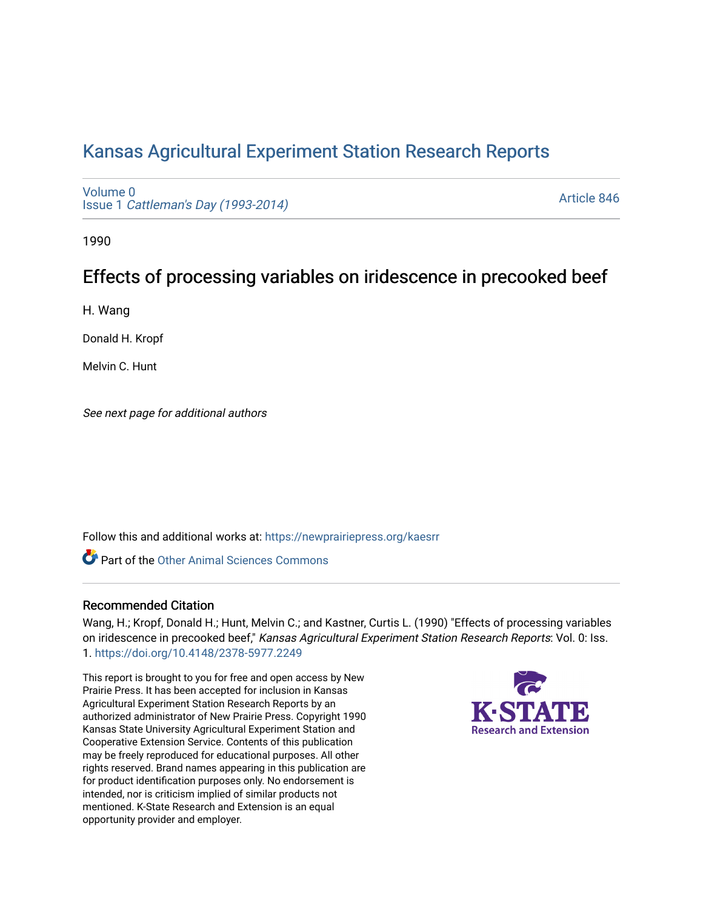# Kansas Agricultural Experiment Station Research Reports

Volume 0
Issue 1 *Cattleman's Day (1993-2014)*

Article 846

1990

## Effects of processing variables on iridescence in precooked beef

H. Wang

Donald H. Kropf

Melvin C. Hunt

*See next page for additional authors*

Follow this and additional works at: https://newprairiepress.org/kaesrr

Part of the Other Animal Sciences Commons

### Recommended Citation

Wang, H.; Kropf, Donald H.; Hunt, Melvin C.; and Kastner, Curtis L. (1990) "Effects of processing variables on iridescence in precooked beef," *Kansas Agricultural Experiment Station Research Reports*: Vol. 0: Iss. 1. https://doi.org/10.4148/2378-5977.2249

This report is brought to you for free and open access by New Prairie Press. It has been accepted for inclusion in Kansas Agricultural Experiment Station Research Reports by an authorized administrator of New Prairie Press. Copyright 1990 Kansas State University Agricultural Experiment Station and Cooperative Extension Service. Contents of this publication may be freely reproduced for educational purposes. All other rights reserved. Brand names appearing in this publication are for product identification purposes only. No endorsement is intended, nor is criticism implied of similar products not mentioned. K-State Research and Extension is an equal opportunity provider and employer.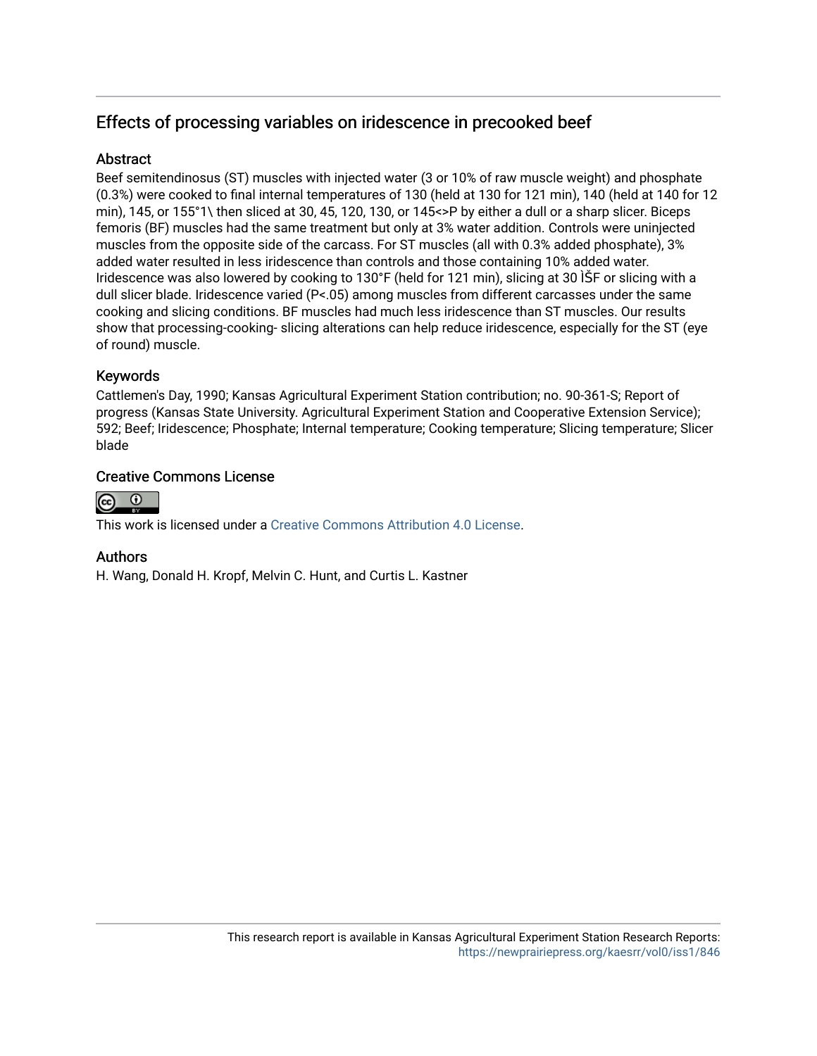# Effects of processing variables on iridescence in precooked beef

## Abstract

Beef semitendinosus (ST) muscles with injected water (3 or 10% of raw muscle weight) and phosphate (0.3%) were cooked to final internal temperatures of 130 (held at 130 for 121 min), 140 (held at 140 for 12 min), 145, or 155°1\ then sliced at 30, 45, 120, 130, or 145<>P by either a dull or a sharp slicer. Biceps femoris (BF) muscles had the same treatment but only at 3% water addition. Controls were uninjected muscles from the opposite side of the carcass. For ST muscles (all with 0.3% added phosphate), 3% added water resulted in less iridescence than controls and those containing 10% added water. Iridescence was also lowered by cooking to 130°F (held for 121 min), slicing at 30 ÌŠF or slicing with a dull slicer blade. Iridescence varied (P<.05) among muscles from different carcasses under the same cooking and slicing conditions. BF muscles had much less iridescence than ST muscles. Our results show that processing-cooking- slicing alterations can help reduce iridescence, especially for the ST (eye of round) muscle.

## Keywords

Cattlemen's Day, 1990; Kansas Agricultural Experiment Station contribution; no. 90-361-S; Report of progress (Kansas State University. Agricultural Experiment Station and Cooperative Extension Service); 592; Beef; Iridescence; Phosphate; Internal temperature; Cooking temperature; Slicing temperature; Slicer blade

## Creative Commons License

This work is licensed under a Creative Commons Attribution 4.0 License.

## Authors

H. Wang, Donald H. Kropf, Melvin C. Hunt, and Curtis L. Kastner

This research report is available in Kansas Agricultural Experiment Station Research Reports: https://newprairiepress.org/kaesrr/vol0/iss1/846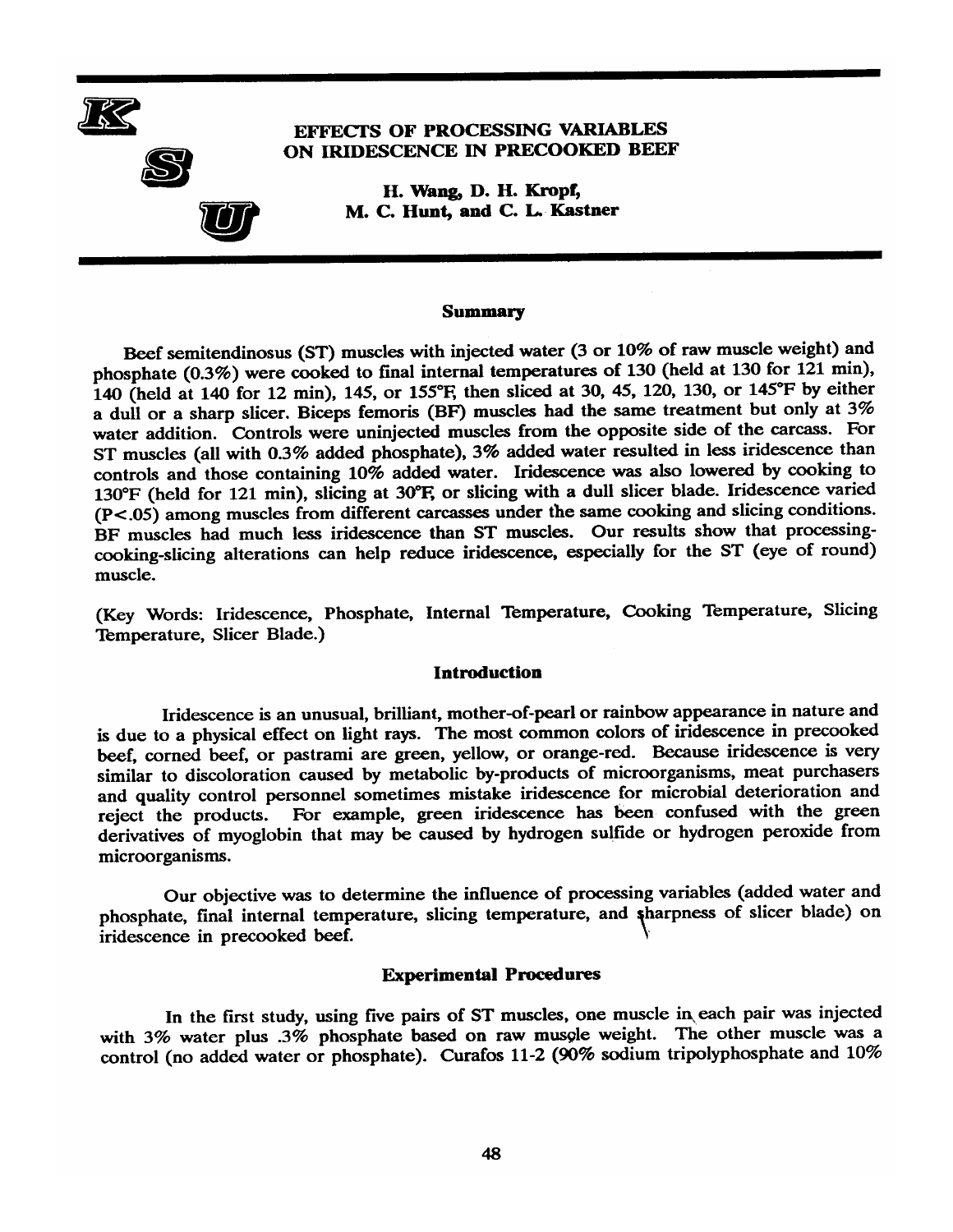# EFFECTS OF PROCESSING VARIABLES ON IRIDESCENCE IN PRECOOKED BEEF

**H. Wang, D. H. Kropf, M. C. Hunt, and C. L. Kastner**

## Summary

Beef semitendinosus (ST) muscles with injected water (3 or 10% of raw muscle weight) and phosphate (0.3%) were cooked to final internal temperatures of 130 (held at 130 for 121 min), 140 (held at 140 for 12 min), 145, or 155°F, then sliced at 30, 45, 120, 130, or 145°F by either a dull or a sharp slicer. Biceps femoris (BF) muscles had the same treatment but only at 3% water addition. Controls were uninjected muscles from the opposite side of the carcass. For ST muscles (all with 0.3% added phosphate), 3% added water resulted in less iridescence than controls and those containing 10% added water. Iridescence was also lowered by cooking to 130°F (held for 121 min), slicing at 30°F, or slicing with a dull slicer blade. Iridescence varied ($P<.05$) among muscles from different carcasses under the same cooking and slicing conditions. BF muscles had much less iridescence than ST muscles. Our results show that processing-cooking-slicing alterations can help reduce iridescence, especially for the ST (eye of round) muscle.

(Key Words: Iridescence, Phosphate, Internal Temperature, Cooking Temperature, Slicing Temperature, Slicer Blade.)

## Introduction

Iridescence is an unusual, brilliant, mother-of-pearl or rainbow appearance in nature and is due to a physical effect on light rays. The most common colors of iridescence in precooked beef, corned beef, or pastrami are green, yellow, or orange-red. Because iridescence is very similar to discoloration caused by metabolic by-products of microorganisms, meat purchasers and quality control personnel sometimes mistake iridescence for microbial deterioration and reject the products. For example, green iridescence has been confused with the green derivatives of myoglobin that may be caused by hydrogen sulfide or hydrogen peroxide from microorganisms.

Our objective was to determine the influence of processing variables (added water and phosphate, final internal temperature, slicing temperature, and sharpness of slicer blade) on iridescence in precooked beef.

## Experimental Procedures

In the first study, using five pairs of ST muscles, one muscle in each pair was injected with 3% water plus .3% phosphate based on raw muscle weight. The other muscle was a control (no added water or phosphate). Curafos 11-2 (90% sodium tripolyphosphate and 10%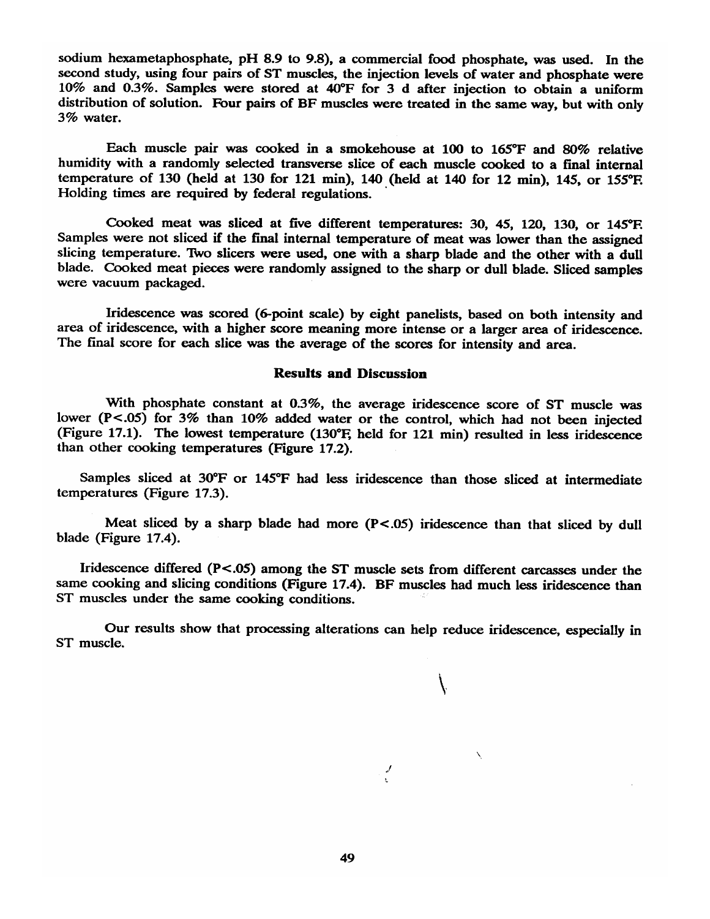sodium hexametaphosphate, pH 8.9 to 9.8), a commercial food phosphate, was used. In the second study, using four pairs of ST muscles, the injection levels of water and phosphate were 10% and 0.3%. Samples were stored at 40°F for 3 d after injection to obtain a uniform distribution of solution. Four pairs of BF muscles were treated in the same way, but with only 3% water.

Each muscle pair was cooked in a smokehouse at 100 to 165°F and 80% relative humidity with a randomly selected transverse slice of each muscle cooked to a final internal temperature of 130 (held at 130 for 121 min), 140 (held at 140 for 12 min), 145, or 155°F. Holding times are required by federal regulations.

Cooked meat was sliced at five different temperatures: 30, 45, 120, 130, or 145°F. Samples were not sliced if the final internal temperature of meat was lower than the assigned slicing temperature. Two slicers were used, one with a sharp blade and the other with a dull blade. Cooked meat pieces were randomly assigned to the sharp or dull blade. Sliced samples were vacuum packaged.

Iridescence was scored (6-point scale) by eight panelists, based on both intensity and area of iridescence, with a higher score meaning more intense or a larger area of iridescence. The final score for each slice was the average of the scores for intensity and area.

## Results and Discussion

With phosphate constant at 0.3%, the average iridescence score of ST muscle was lower ($P<.05$) for 3% than 10% added water or the control, which had not been injected (Figure 17.1). The lowest temperature (130°F, held for 121 min) resulted in less iridescence than other cooking temperatures (Figure 17.2).

Samples sliced at 30°F or 145°F had less iridescence than those sliced at intermediate temperatures (Figure 17.3).

Meat sliced by a sharp blade had more ($P<.05$) iridescence than that sliced by dull blade (Figure 17.4).

Iridescence differed ($P<.05$) among the ST muscle sets from different carcasses under the same cooking and slicing conditions (Figure 17.4). BF muscles had much less iridescence than ST muscles under the same cooking conditions.

Our results show that processing alterations can help reduce iridescence, especially in ST muscle.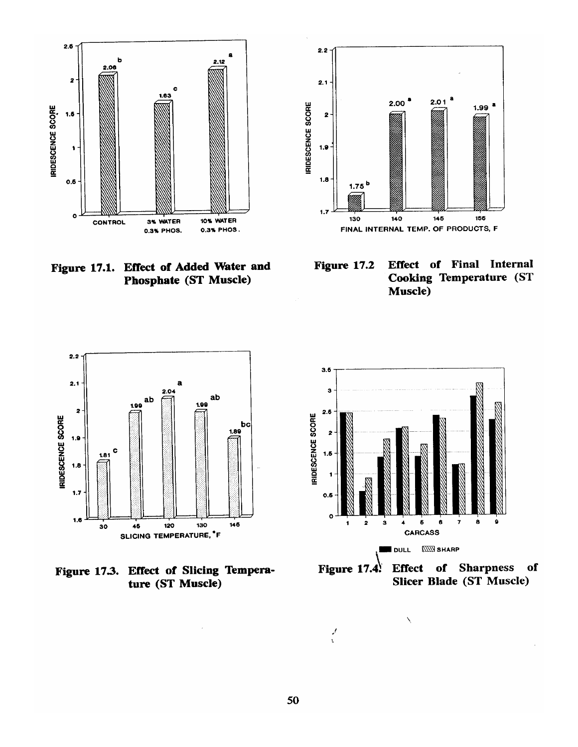IRIDESCENCE SCORE

2.5

2

1.5

1

0.5

0

b 2.06

c 1.63

a 2.12

CONTROL

3% WATER 0.3% PHOS.

10% WATER 0.3% PHOS.

**Figure 17.1. Effect of Added Water and Phosphate (ST Muscle)**

IRIDESCENCE SCORE

2.2

2.1

2

1.9

1.8

1.7

1.75 b

2.00 a

2.01 a

1.99 a

130

140

145

155

FINAL INTERNAL TEMP. OF PRODUCTS, F

**Figure 17.2 Effect of Final Internal Cooking Temperature (ST Muscle)**

IRIDESCENCE SCORE

2.2

2.1

2

1.9

1.8

1.7

1.6

1.81 c

1.99 ab

2.04 a

1.99 ab

1.89 bc

30

45

120

130

145

SLICING TEMPERATURE, °F

**Figure 17.3. Effect of Slicing Temperature (ST Muscle)**

IRIDESCENCE SCORE

3.5

3

2.5

2

1.5

1

0.5

0

1 2 3 4 5 6 7 8 9

CARCASS

DULL SHARP

**Figure 17.4. Effect of Sharpness of Slicer Blade (ST Muscle)**